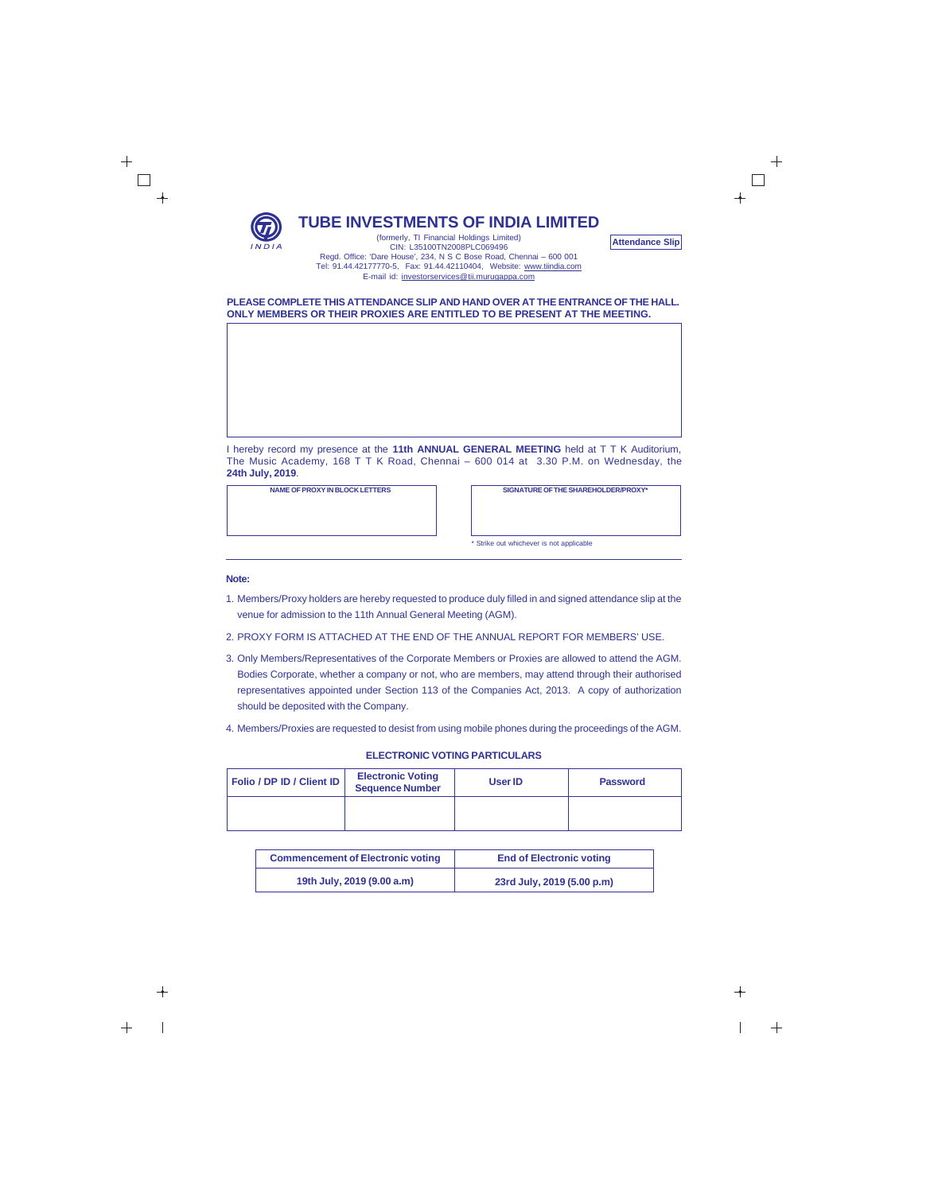# TUBE INVESTMENTS OF INDIA LIMITED

(formerly, TI Financial Holdings Limited)
CIN: L35100TN2008PLC069496
Regd. Office: 'Dare House', 234, N S C Bose Road, Chennai – 600 001
Tel: 91.44.42177770-5, Fax: 91.44.42110404, Website: www.tiindia.com
E-mail id: investorservices@tii.murugappa.com

**Attendance Slip**

**PLEASE COMPLETE THIS ATTENDANCE SLIP AND HAND OVER AT THE ENTRANCE OF THE HALL. ONLY MEMBERS OR THEIR PROXIES ARE ENTITLED TO BE PRESENT AT THE MEETING.**

I hereby record my presence at the **11th ANNUAL GENERAL MEETING** held at T T K Auditorium, The Music Academy, 168 T T K Road, Chennai – 600 014 at 3.30 P.M. on Wednesday, the **24th July, 2019**.

| NAME OF PROXY IN BLOCK LETTERS | SIGNATURE OF THE SHAREHOLDER/PROXY* |
|---|---|
| | |

* Strike out whichever is not applicable

**Note:**

1. Members/Proxy holders are hereby requested to produce duly filled in and signed attendance slip at the venue for admission to the 11th Annual General Meeting (AGM).
2. PROXY FORM IS ATTACHED AT THE END OF THE ANNUAL REPORT FOR MEMBERS' USE.
3. Only Members/Representatives of the Corporate Members or Proxies are allowed to attend the AGM. Bodies Corporate, whether a company or not, who are members, may attend through their authorised representatives appointed under Section 113 of the Companies Act, 2013. A copy of authorization should be deposited with the Company.
4. Members/Proxies are requested to desist from using mobile phones during the proceedings of the AGM.

**ELECTRONIC VOTING PARTICULARS**

| Folio / DP ID / Client ID | Electronic Voting Sequence Number | User ID | Password |
|---|---|---|---|
| | | | |

| Commencement of Electronic voting | End of Electronic voting |
|---|---|
| 19th July, 2019 (9.00 a.m) | 23rd July, 2019 (5.00 p.m) |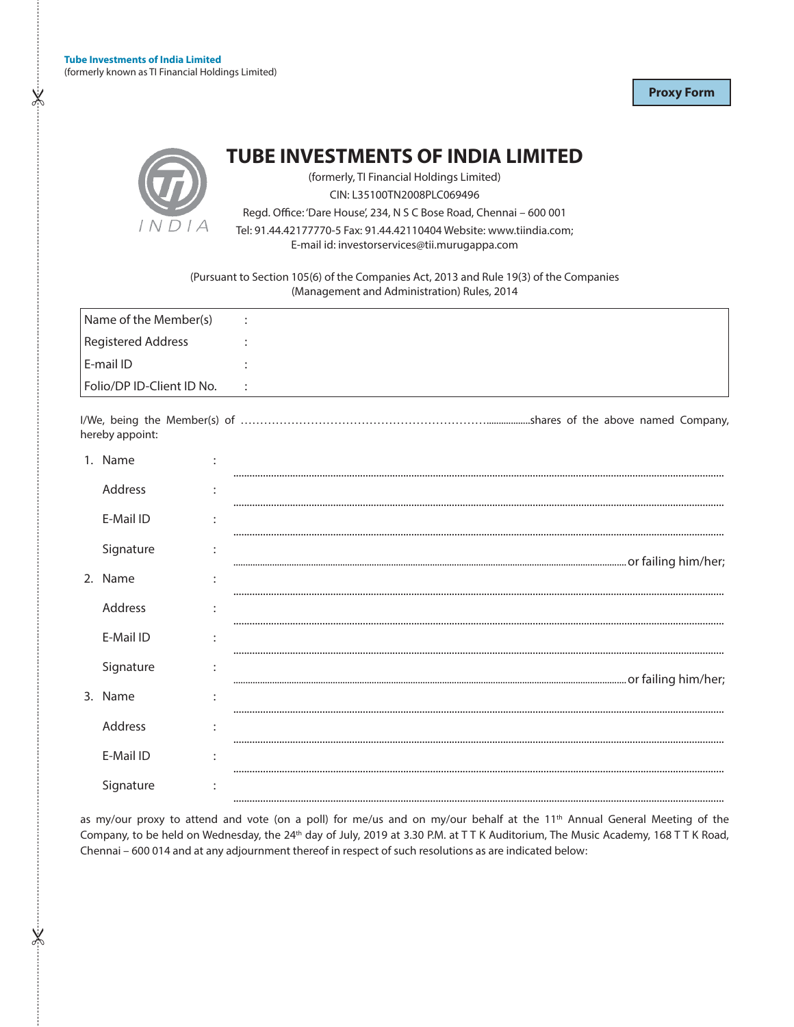**Tube Investments of India Limited**
(formerly known as TI Financial Holdings Limited)

**Proxy Form**

# TUBE INVESTMENTS OF INDIA LIMITED

(formerly, TI Financial Holdings Limited)

CIN: L35100TN2008PLC069496

Regd. Office: 'Dare House', 234, N S C Bose Road, Chennai – 600 001

Tel: 91.44.42177770-5 Fax: 91.44.42110404 Website: www.tiindia.com;

E-mail id: investorservices@tii.murugappa.com

(Pursuant to Section 105(6) of the Companies Act, 2013 and Rule 19(3) of the Companies (Management and Administration) Rules, 2014

| | | |
|---|---|---|
| Name of the Member(s) | : | |
| Registered Address | : | |
| E-mail ID | : | |
| Folio/DP ID-Client ID No. | : | |

I/We, being the Member(s) of ……………………………………………………………shares of the above named Company, hereby appoint:

1. Name : ……………………………………………………………

   Address : ……………………………………………………………

   E-Mail ID : ……………………………………………………………

   Signature : …………………………………………………………… or failing him/her;

2. Name : ……………………………………………………………

   Address : ……………………………………………………………

   E-Mail ID : ……………………………………………………………

   Signature : …………………………………………………………… or failing him/her;

3. Name : ……………………………………………………………

   Address : ……………………………………………………………

   E-Mail ID : ……………………………………………………………

   Signature : ……………………………………………………………

as my/our proxy to attend and vote (on a poll) for me/us and on my/our behalf at the 11th Annual General Meeting of the Company, to be held on Wednesday, the 24th day of July, 2019 at 3.30 P.M. at T T K Auditorium, The Music Academy, 168 T T K Road, Chennai – 600 014 and at any adjournment thereof in respect of such resolutions as are indicated below: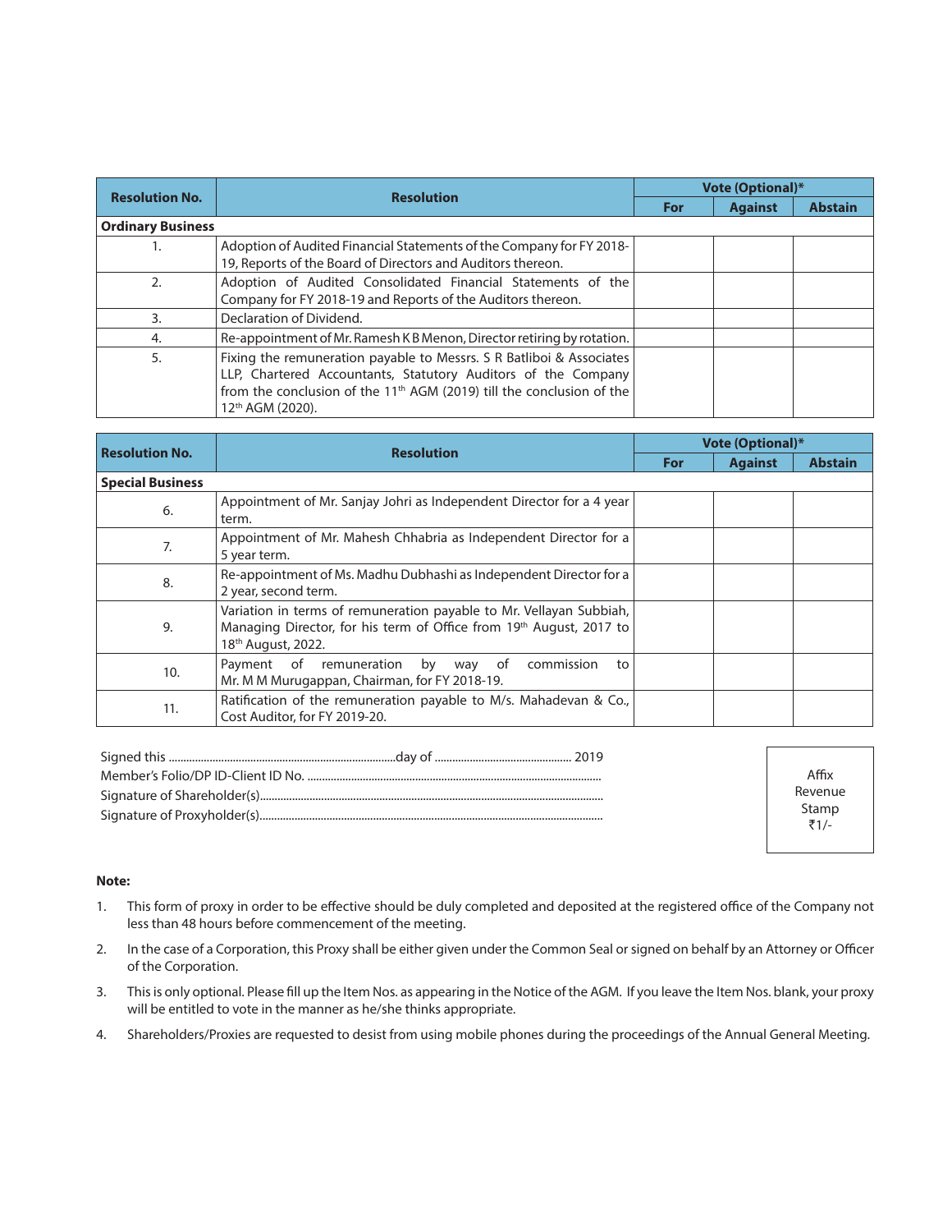| Resolution No. | Resolution | Vote (Optional)* | | |
|---|---|---|---|---|
| | | For | Against | Abstain |
| **Ordinary Business** | | | | |
| 1. | Adoption of Audited Financial Statements of the Company for FY 2018-19, Reports of the Board of Directors and Auditors thereon. | | | |
| 2. | Adoption of Audited Consolidated Financial Statements of the Company for FY 2018-19 and Reports of the Auditors thereon. | | | |
| 3. | Declaration of Dividend. | | | |
| 4. | Re-appointment of Mr. Ramesh K B Menon, Director retiring by rotation. | | | |
| 5. | Fixing the remuneration payable to Messrs. S R Batliboi & Associates LLP, Chartered Accountants, Statutory Auditors of the Company from the conclusion of the 11th AGM (2019) till the conclusion of the 12th AGM (2020). | | | |

| Resolution No. | Resolution | Vote (Optional)* | | |
|---|---|---|---|---|
| | | For | Against | Abstain |
| **Special Business** | | | | |
| 6. | Appointment of Mr. Sanjay Johri as Independent Director for a 4 year term. | | | |
| 7. | Appointment of Mr. Mahesh Chhabria as Independent Director for a 5 year term. | | | |
| 8. | Re-appointment of Ms. Madhu Dubhashi as Independent Director for a 2 year, second term. | | | |
| 9. | Variation in terms of remuneration payable to Mr. Vellayan Subbiah, Managing Director, for his term of Office from 19th August, 2017 to 18th August, 2022. | | | |
| 10. | Payment of remuneration by way of commission to Mr. M M Murugappan, Chairman, for FY 2018-19. | | | |
| 11. | Ratification of the remuneration payable to M/s. Mahadevan & Co., Cost Auditor, for FY 2019-20. | | | |

Signed this ..............................................................................day of ............................................... 2019

Member's Folio/DP ID-Client ID No. ......................................................................................................

Signature of Shareholder(s).....................................................................................................................

Signature of Proxyholder(s).....................................................................................................................

Affix Revenue Stamp ₹1/-

**Note:**

1. This form of proxy in order to be effective should be duly completed and deposited at the registered office of the Company not less than 48 hours before commencement of the meeting.
2. In the case of a Corporation, this Proxy shall be either given under the Common Seal or signed on behalf by an Attorney or Officer of the Corporation.
3. This is only optional. Please fill up the Item Nos. as appearing in the Notice of the AGM. If you leave the Item Nos. blank, your proxy will be entitled to vote in the manner as he/she thinks appropriate.
4. Shareholders/Proxies are requested to desist from using mobile phones during the proceedings of the Annual General Meeting.